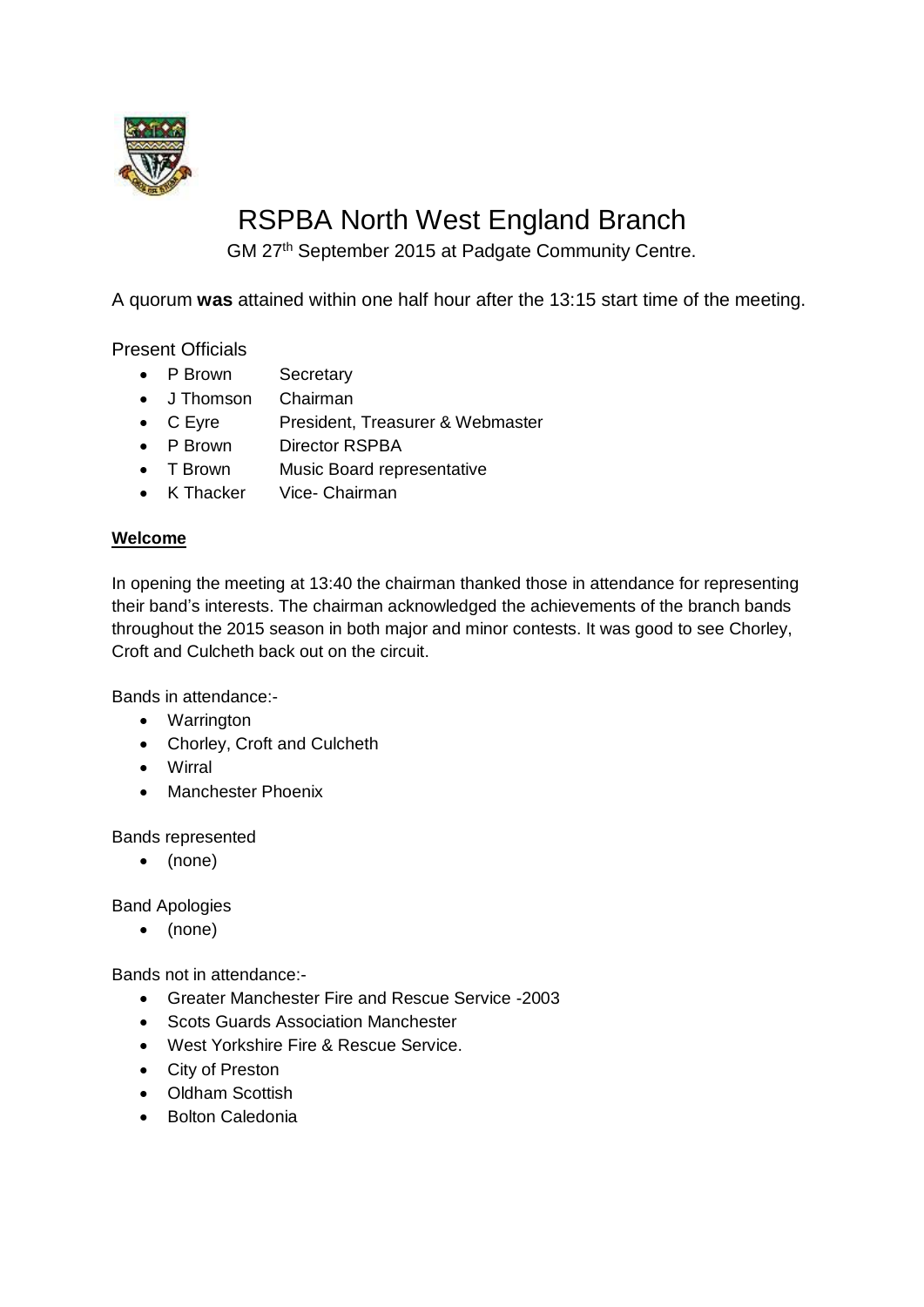# RSPBA North West England Branch

GM 27th September 2015 at Padgate Community Centre.

A quorum **was** attained within one half hour after the 13:15 start time of the meeting.

Present Officials

- P Brown Secretary
- J Thomson Chairman
- C Eyre President, Treasurer & Webmaster
- P Brown Director RSPBA
- T Brown Music Board representative
- K Thacker Vice- Chairman

**Welcome**

In opening the meeting at 13:40 the chairman thanked those in attendance for representing their band's interests. The chairman acknowledged the achievements of the branch bands throughout the 2015 season in both major and minor contests. It was good to see Chorley, Croft and Culcheth back out on the circuit.

Bands in attendance:-

- Warrington
- Chorley, Croft and Culcheth
- Wirral
- Manchester Phoenix

Bands represented

- (none)

Band Apologies

- (none)

Bands not in attendance:-

- Greater Manchester Fire and Rescue Service -2003
- Scots Guards Association Manchester
- West Yorkshire Fire & Rescue Service.
- City of Preston
- Oldham Scottish
- Bolton Caledonia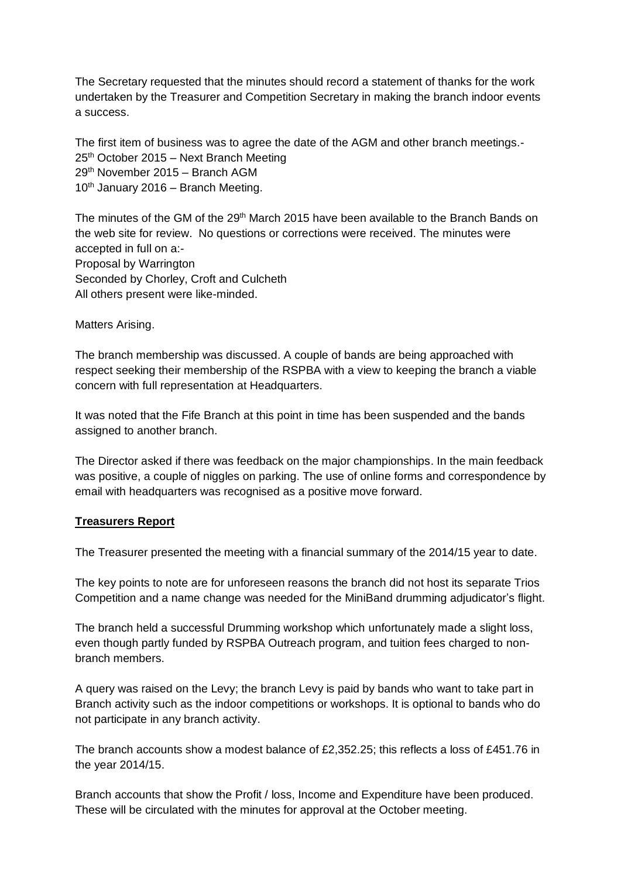The Secretary requested that the minutes should record a statement of thanks for the work undertaken by the Treasurer and Competition Secretary in making the branch indoor events a success.

The first item of business was to agree the date of the AGM and other branch meetings.-
25th October 2015 – Next Branch Meeting
29th November 2015 – Branch AGM
10th January 2016 – Branch Meeting.

The minutes of the GM of the 29th March 2015 have been available to the Branch Bands on the web site for review. No questions or corrections were received. The minutes were accepted in full on a:-
Proposal by Warrington
Seconded by Chorley, Croft and Culcheth
All others present were like-minded.

Matters Arising.

The branch membership was discussed. A couple of bands are being approached with respect seeking their membership of the RSPBA with a view to keeping the branch a viable concern with full representation at Headquarters.

It was noted that the Fife Branch at this point in time has been suspended and the bands assigned to another branch.

The Director asked if there was feedback on the major championships. In the main feedback was positive, a couple of niggles on parking. The use of online forms and correspondence by email with headquarters was recognised as a positive move forward.

**Treasurers Report**

The Treasurer presented the meeting with a financial summary of the 2014/15 year to date.

The key points to note are for unforeseen reasons the branch did not host its separate Trios Competition and a name change was needed for the MiniBand drumming adjudicator's flight.

The branch held a successful Drumming workshop which unfortunately made a slight loss, even though partly funded by RSPBA Outreach program, and tuition fees charged to non-branch members.

A query was raised on the Levy; the branch Levy is paid by bands who want to take part in Branch activity such as the indoor competitions or workshops. It is optional to bands who do not participate in any branch activity.

The branch accounts show a modest balance of £2,352.25; this reflects a loss of £451.76 in the year 2014/15.

Branch accounts that show the Profit / loss, Income and Expenditure have been produced. These will be circulated with the minutes for approval at the October meeting.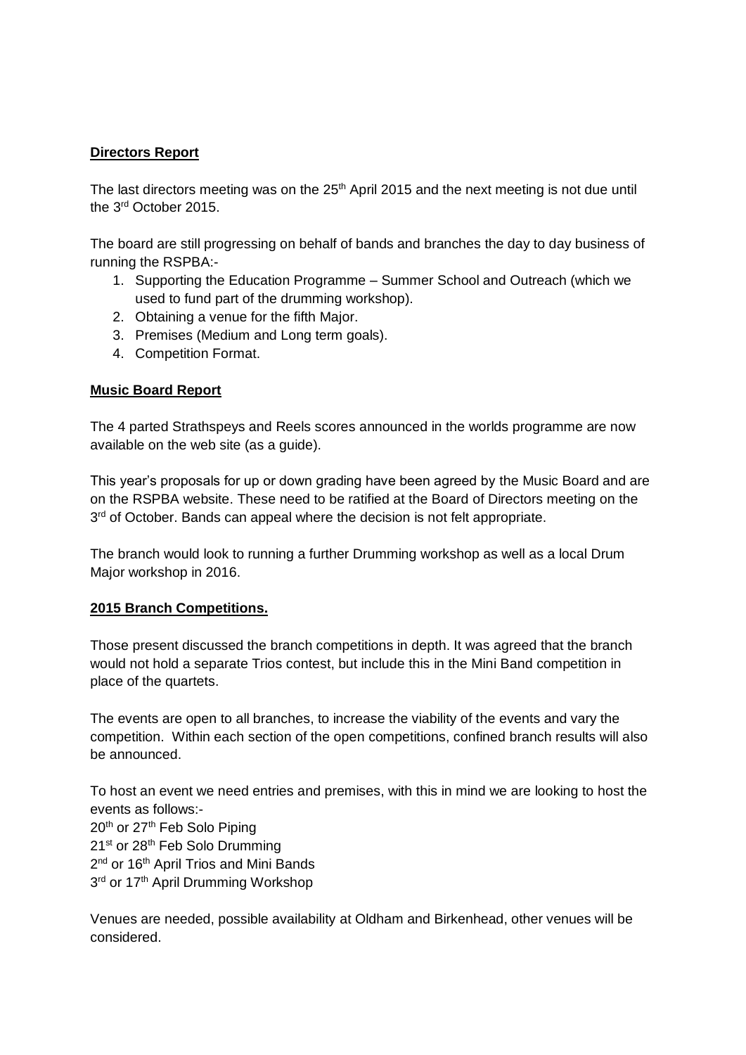**Directors Report**

The last directors meeting was on the 25th April 2015 and the next meeting is not due until the 3rd October 2015.

The board are still progressing on behalf of bands and branches the day to day business of running the RSPBA:-

1. Supporting the Education Programme – Summer School and Outreach (which we used to fund part of the drumming workshop).
2. Obtaining a venue for the fifth Major.
3. Premises (Medium and Long term goals).
4. Competition Format.

**Music Board Report**

The 4 parted Strathspeys and Reels scores announced in the worlds programme are now available on the web site (as a guide).

This year's proposals for up or down grading have been agreed by the Music Board and are on the RSPBA website. These need to be ratified at the Board of Directors meeting on the 3rd of October. Bands can appeal where the decision is not felt appropriate.

The branch would look to running a further Drumming workshop as well as a local Drum Major workshop in 2016.

**2015 Branch Competitions.**

Those present discussed the branch competitions in depth. It was agreed that the branch would not hold a separate Trios contest, but include this in the Mini Band competition in place of the quartets.

The events are open to all branches, to increase the viability of the events and vary the competition. Within each section of the open competitions, confined branch results will also be announced.

To host an event we need entries and premises, with this in mind we are looking to host the events as follows:-
20th or 27th Feb Solo Piping
21st or 28th Feb Solo Drumming
2nd or 16th April Trios and Mini Bands
3rd or 17th April Drumming Workshop

Venues are needed, possible availability at Oldham and Birkenhead, other venues will be considered.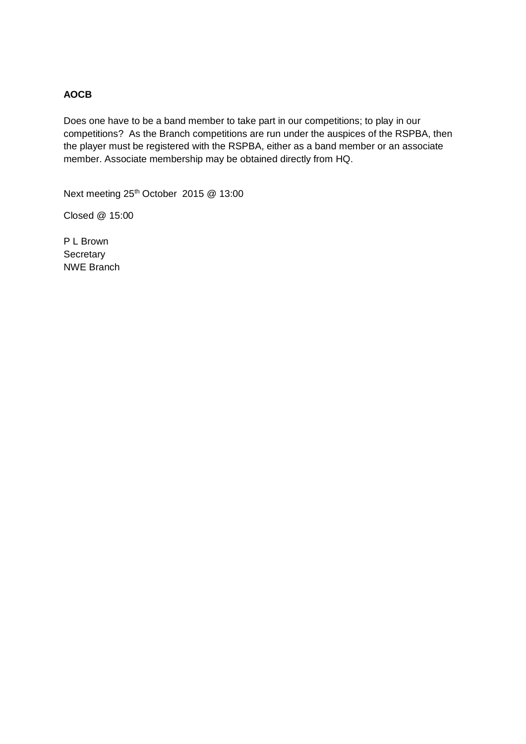**AOCB**

Does one have to be a band member to take part in our competitions; to play in our competitions? As the Branch competitions are run under the auspices of the RSPBA, then the player must be registered with the RSPBA, either as a band member or an associate member. Associate membership may be obtained directly from HQ.

Next meeting 25th October 2015 @ 13:00

Closed @ 15:00

P L Brown
Secretary
NWE Branch